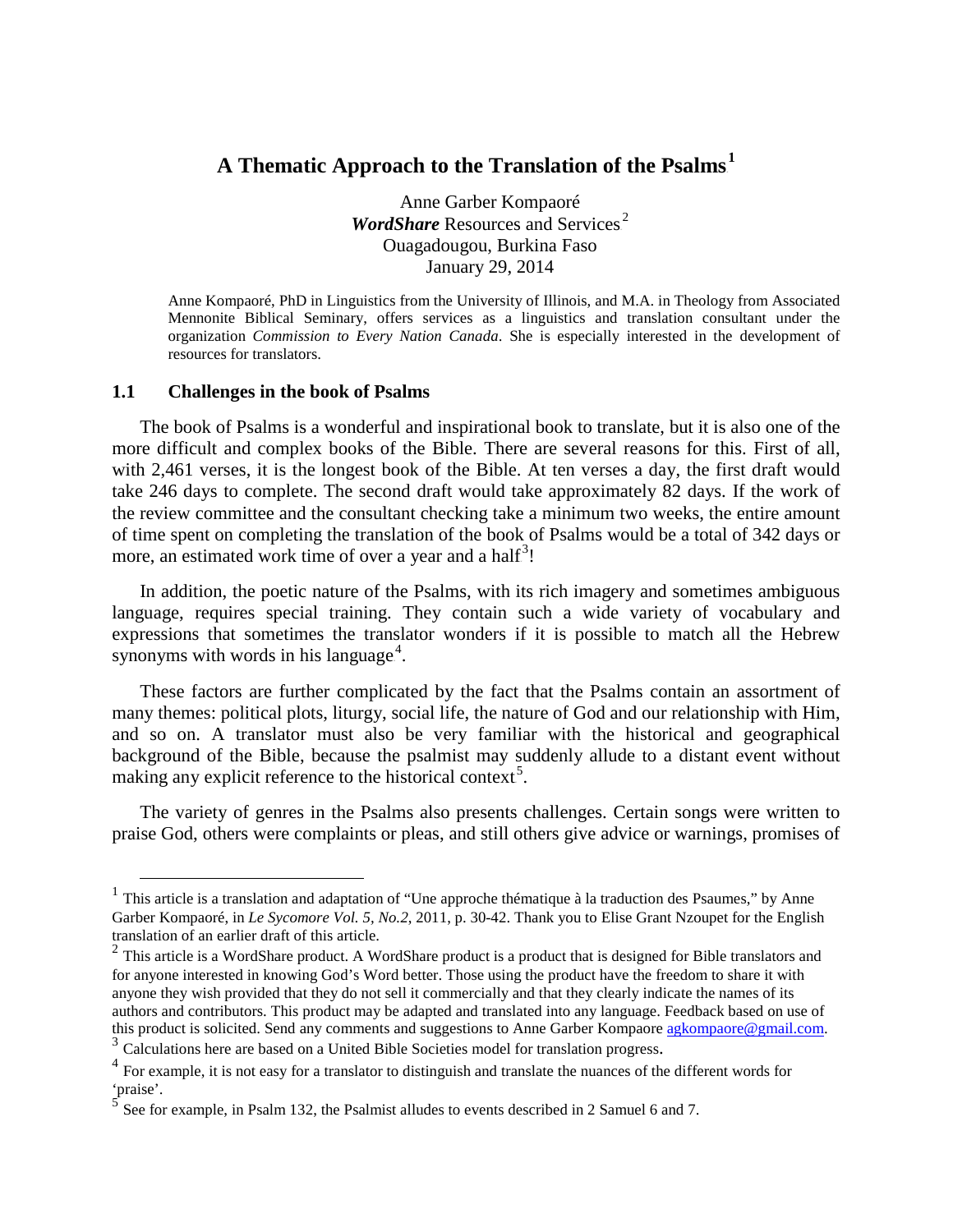# A Thematic Approach to the Translation of the Psalms[1]

Anne Garber Kompaoré
***WordShare*** Resources and Services[2]
Ouagadougou, Burkina Faso
January 29, 2014

Anne Kompaoré, PhD in Linguistics from the University of Illinois, and M.A. in Theology from Associated Mennonite Biblical Seminary, offers services as a linguistics and translation consultant under the organization *Commission to Every Nation Canada*. She is especially interested in the development of resources for translators.

## 1.1 Challenges in the book of Psalms

The book of Psalms is a wonderful and inspirational book to translate, but it is also one of the more difficult and complex books of the Bible. There are several reasons for this. First of all, with 2,461 verses, it is the longest book of the Bible. At ten verses a day, the first draft would take 246 days to complete. The second draft would take approximately 82 days. If the work of the review committee and the consultant checking take a minimum two weeks, the entire amount of time spent on completing the translation of the book of Psalms would be a total of 342 days or more, an estimated work time of over a year and a half[3]!

In addition, the poetic nature of the Psalms, with its rich imagery and sometimes ambiguous language, requires special training. They contain such a wide variety of vocabulary and expressions that sometimes the translator wonders if it is possible to match all the Hebrew synonyms with words in his language[4].

These factors are further complicated by the fact that the Psalms contain an assortment of many themes: political plots, liturgy, social life, the nature of God and our relationship with Him, and so on. A translator must also be very familiar with the historical and geographical background of the Bible, because the psalmist may suddenly allude to a distant event without making any explicit reference to the historical context[5].

The variety of genres in the Psalms also presents challenges. Certain songs were written to praise God, others were complaints or pleas, and still others give advice or warnings, promises of

---

[1] This article is a translation and adaptation of "Une approche thématique à la traduction des Psaumes," by Anne Garber Kompaoré, in *Le Sycomore Vol. 5, No.2*, 2011, p. 30-42. Thank you to Elise Grant Nzoupet for the English translation of an earlier draft of this article.

[2] This article is a WordShare product. A WordShare product is a product that is designed for Bible translators and for anyone interested in knowing God's Word better. Those using the product have the freedom to share it with anyone they wish provided that they do not sell it commercially and that they clearly indicate the names of its authors and contributors. This product may be adapted and translated into any language. Feedback based on use of this product is solicited. Send any comments and suggestions to Anne Garber Kompaore agkompaore@gmail.com.

[3] Calculations here are based on a United Bible Societies model for translation progress.

[4] For example, it is not easy for a translator to distinguish and translate the nuances of the different words for 'praise'.

[5] See for example, in Psalm 132, the Psalmist alludes to events described in 2 Samuel 6 and 7.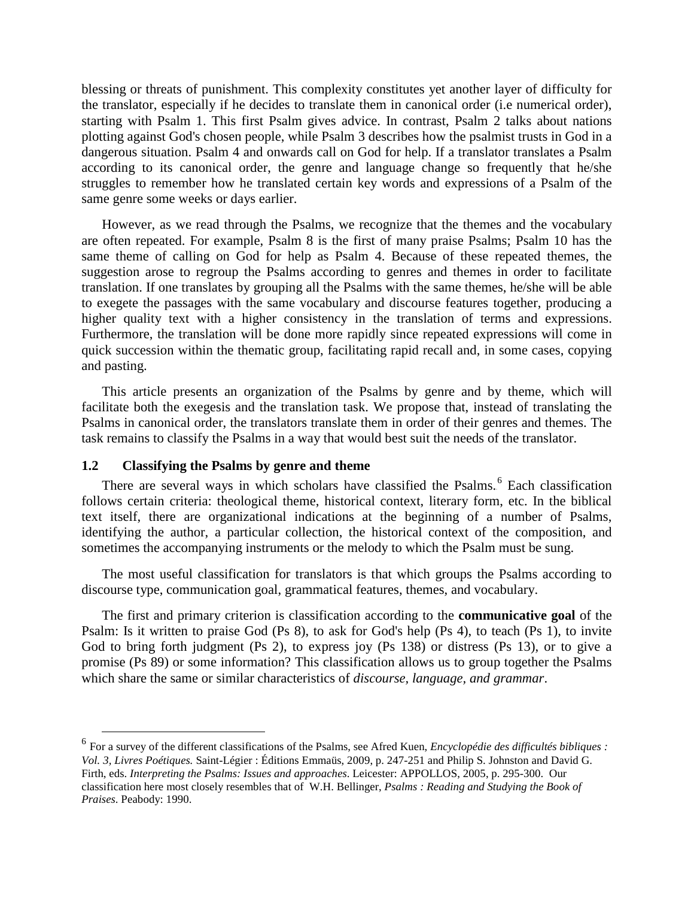blessing or threats of punishment. This complexity constitutes yet another layer of difficulty for the translator, especially if he decides to translate them in canonical order (i.e numerical order), starting with Psalm 1. This first Psalm gives advice. In contrast, Psalm 2 talks about nations plotting against God's chosen people, while Psalm 3 describes how the psalmist trusts in God in a dangerous situation. Psalm 4 and onwards call on God for help. If a translator translates a Psalm according to its canonical order, the genre and language change so frequently that he/she struggles to remember how he translated certain key words and expressions of a Psalm of the same genre some weeks or days earlier.

However, as we read through the Psalms, we recognize that the themes and the vocabulary are often repeated. For example, Psalm 8 is the first of many praise Psalms; Psalm 10 has the same theme of calling on God for help as Psalm 4. Because of these repeated themes, the suggestion arose to regroup the Psalms according to genres and themes in order to facilitate translation. If one translates by grouping all the Psalms with the same themes, he/she will be able to exegete the passages with the same vocabulary and discourse features together, producing a higher quality text with a higher consistency in the translation of terms and expressions. Furthermore, the translation will be done more rapidly since repeated expressions will come in quick succession within the thematic group, facilitating rapid recall and, in some cases, copying and pasting.

This article presents an organization of the Psalms by genre and by theme, which will facilitate both the exegesis and the translation task. We propose that, instead of translating the Psalms in canonical order, the translators translate them in order of their genres and themes. The task remains to classify the Psalms in a way that would best suit the needs of the translator.

### 1.2 Classifying the Psalms by genre and theme

There are several ways in which scholars have classified the Psalms.[6] Each classification follows certain criteria: theological theme, historical context, literary form, etc. In the biblical text itself, there are organizational indications at the beginning of a number of Psalms, identifying the author, a particular collection, the historical context of the composition, and sometimes the accompanying instruments or the melody to which the Psalm must be sung.

The most useful classification for translators is that which groups the Psalms according to discourse type, communication goal, grammatical features, themes, and vocabulary.

The first and primary criterion is classification according to the **communicative goal** of the Psalm: Is it written to praise God (Ps 8), to ask for God's help (Ps 4), to teach (Ps 1), to invite God to bring forth judgment (Ps 2), to express joy (Ps 138) or distress (Ps 13), or to give a promise (Ps 89) or some information? This classification allows us to group together the Psalms which share the same or similar characteristics of *discourse, language, and grammar*.

---

[6] For a survey of the different classifications of the Psalms, see Afred Kuen, *Encyclopédie des difficultés bibliques : Vol. 3, Livres Poétiques.* Saint-Légier : Éditions Emmaüs, 2009, p. 247-251 and Philip S. Johnston and David G. Firth, eds. *Interpreting the Psalms: Issues and approaches*. Leicester: APPOLLOS, 2005, p. 295-300. Our classification here most closely resembles that of W.H. Bellinger, *Psalms : Reading and Studying the Book of Praises*. Peabody: 1990.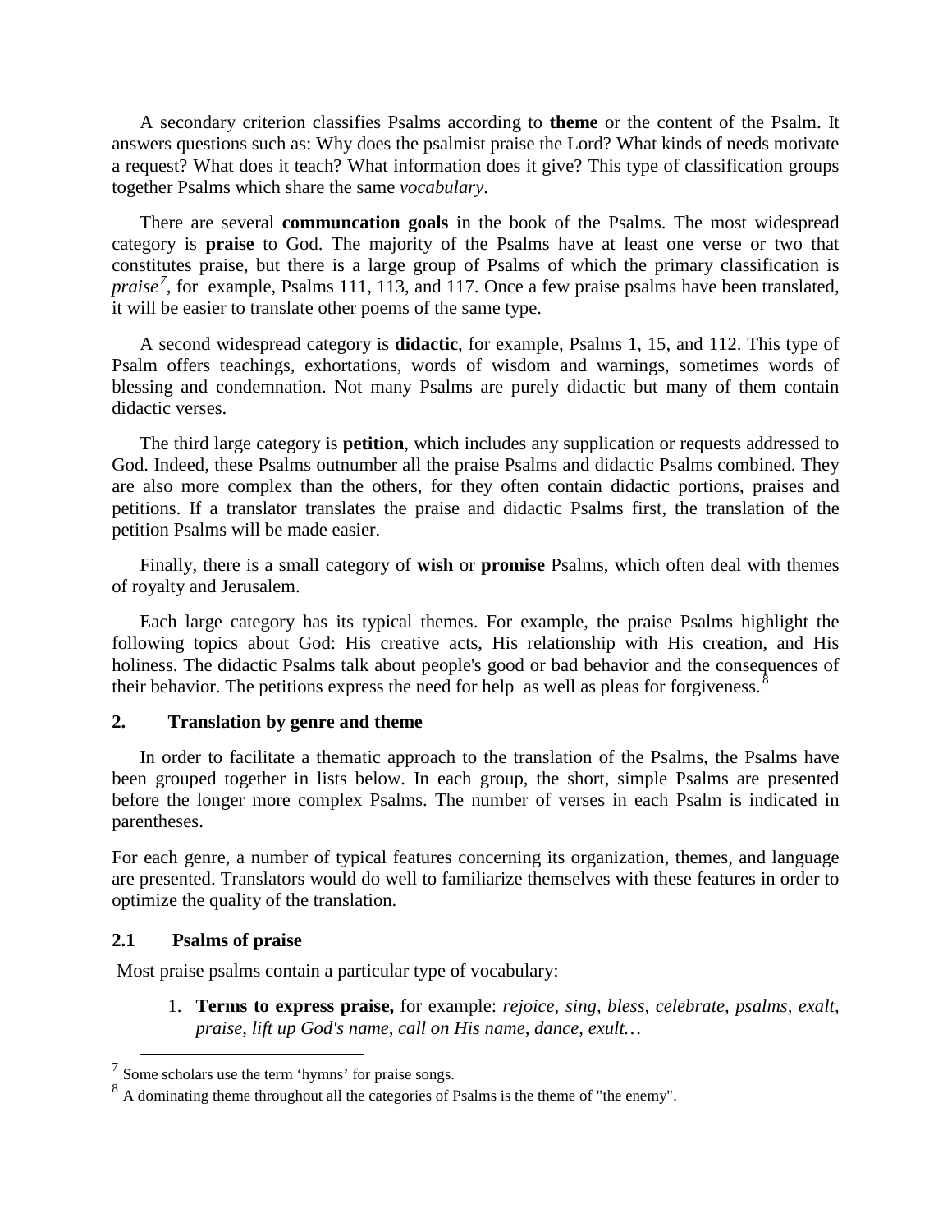A secondary criterion classifies Psalms according to **theme** or the content of the Psalm. It answers questions such as: Why does the psalmist praise the Lord? What kinds of needs motivate a request? What does it teach? What information does it give? This type of classification groups together Psalms which share the same *vocabulary*.

There are several **communcation goals** in the book of the Psalms. The most widespread category is **praise** to God. The majority of the Psalms have at least one verse or two that constitutes praise, but there is a large group of Psalms of which the primary classification is *praise*[7], for example, Psalms 111, 113, and 117. Once a few praise psalms have been translated, it will be easier to translate other poems of the same type.

A second widespread category is **didactic**, for example, Psalms 1, 15, and 112. This type of Psalm offers teachings, exhortations, words of wisdom and warnings, sometimes words of blessing and condemnation. Not many Psalms are purely didactic but many of them contain didactic verses.

The third large category is **petition**, which includes any supplication or requests addressed to God. Indeed, these Psalms outnumber all the praise Psalms and didactic Psalms combined. They are also more complex than the others, for they often contain didactic portions, praises and petitions. If a translator translates the praise and didactic Psalms first, the translation of the petition Psalms will be made easier.

Finally, there is a small category of **wish** or **promise** Psalms, which often deal with themes of royalty and Jerusalem.

Each large category has its typical themes. For example, the praise Psalms highlight the following topics about God: His creative acts, His relationship with His creation, and His holiness. The didactic Psalms talk about people's good or bad behavior and the consequences of their behavior. The petitions express the need for help as well as pleas for forgiveness.[8]

## 2. Translation by genre and theme

In order to facilitate a thematic approach to the translation of the Psalms, the Psalms have been grouped together in lists below. In each group, the short, simple Psalms are presented before the longer more complex Psalms. The number of verses in each Psalm is indicated in parentheses.

For each genre, a number of typical features concerning its organization, themes, and language are presented. Translators would do well to familiarize themselves with these features in order to optimize the quality of the translation.

### 2.1 Psalms of praise

Most praise psalms contain a particular type of vocabulary:

1. **Terms to express praise,** for example: *rejoice, sing, bless, celebrate, psalms, exalt, praise, lift up God's name, call on His name, dance, exult…*

---

[7] Some scholars use the term 'hymns' for praise songs.

[8] A dominating theme throughout all the categories of Psalms is the theme of "the enemy".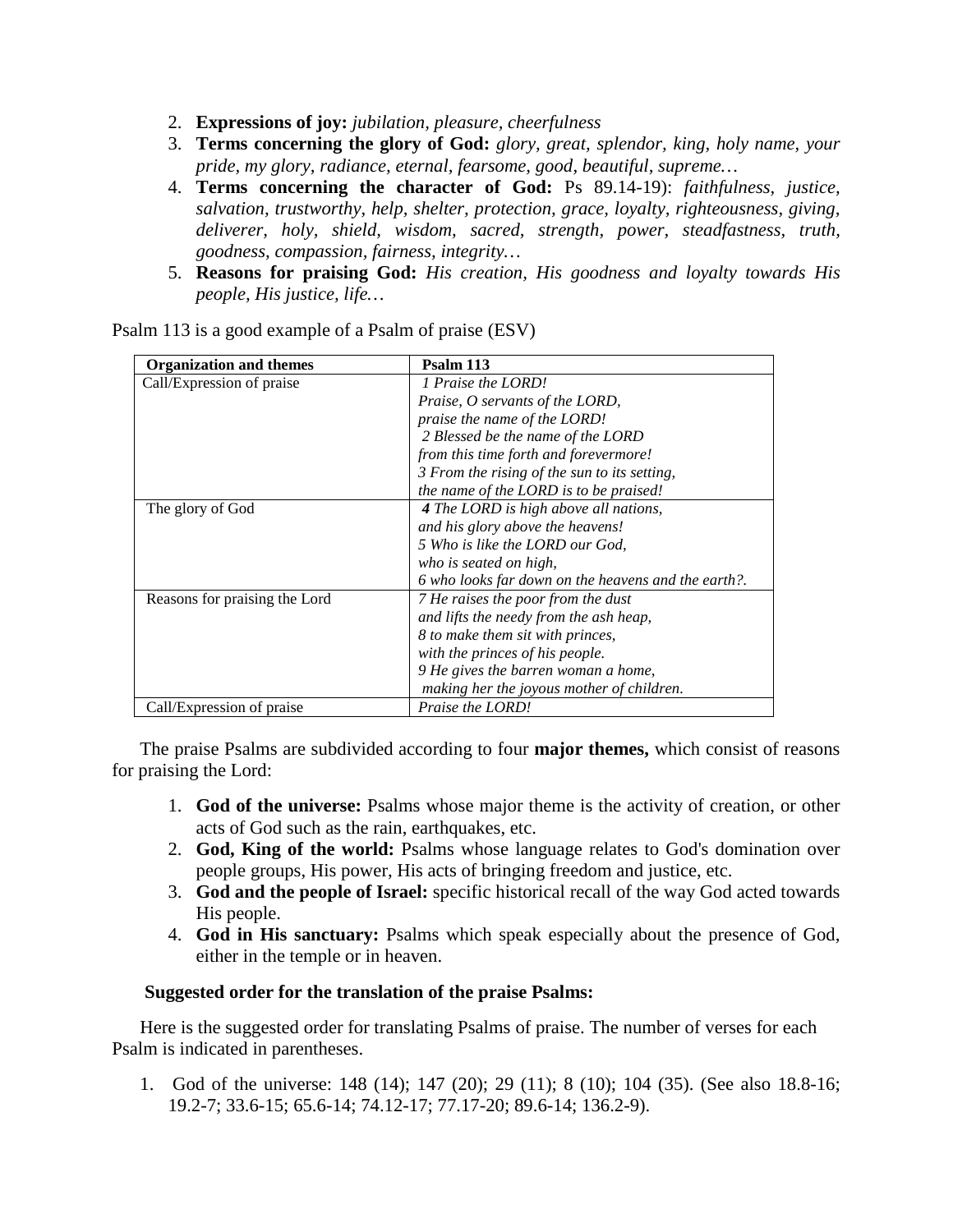2. **Expressions of joy:** *jubilation, pleasure, cheerfulness*
3. **Terms concerning the glory of God:** *glory, great, splendor, king, holy name, your pride, my glory, radiance, eternal, fearsome, good, beautiful, supreme…*
4. **Terms concerning the character of God:** Ps 89.14-19): *faithfulness, justice, salvation, trustworthy, help, shelter, protection, grace, loyalty, righteousness, giving, deliverer, holy, shield, wisdom, sacred, strength, power, steadfastness, truth, goodness, compassion, fairness, integrity…*
5. **Reasons for praising God:** *His creation, His goodness and loyalty towards His people, His justice, life…*

Psalm 113 is a good example of a Psalm of praise (ESV)

| **Organization and themes** | **Psalm 113** |
|---|---|
| Call/Expression of praise | *1 Praise the LORD!*<br>*Praise, O servants of the LORD,*<br>*praise the name of the LORD!*<br>*2 Blessed be the name of the LORD*<br>*from this time forth and forevermore!*<br>*3 From the rising of the sun to its setting,*<br>*the name of the LORD is to be praised!* |
| The glory of God | ***4*** *The LORD is high above all nations,*<br>*and his glory above the heavens!*<br>*5 Who is like the LORD our God,*<br>*who is seated on high,*<br>*6 who looks far down on the heavens and the earth?.* |
| Reasons for praising the Lord | *7 He raises the poor from the dust*<br>*and lifts the needy from the ash heap,*<br>*8 to make them sit with princes,*<br>*with the princes of his people.*<br>*9 He gives the barren woman a home,*<br>*making her the joyous mother of children.* |
| Call/Expression of praise | *Praise the LORD!* |

The praise Psalms are subdivided according to four **major themes,** which consist of reasons for praising the Lord:

1. **God of the universe:** Psalms whose major theme is the activity of creation, or other acts of God such as the rain, earthquakes, etc.
2. **God, King of the world:** Psalms whose language relates to God's domination over people groups, His power, His acts of bringing freedom and justice, etc.
3. **God and the people of Israel:** specific historical recall of the way God acted towards His people.
4. **God in His sanctuary:** Psalms which speak especially about the presence of God, either in the temple or in heaven.

**Suggested order for the translation of the praise Psalms:**

Here is the suggested order for translating Psalms of praise. The number of verses for each Psalm is indicated in parentheses.

1. God of the universe: 148 (14); 147 (20); 29 (11); 8 (10); 104 (35). (See also 18.8-16; 19.2-7; 33.6-15; 65.6-14; 74.12-17; 77.17-20; 89.6-14; 136.2-9).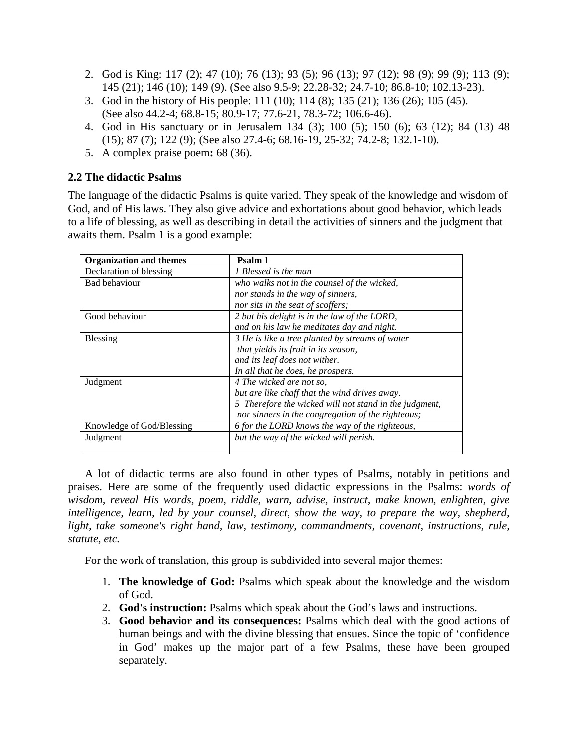2. God is King: 117 (2); 47 (10); 76 (13); 93 (5); 96 (13); 97 (12); 98 (9); 99 (9); 113 (9); 145 (21); 146 (10); 149 (9). (See also 9.5-9; 22.28-32; 24.7-10; 86.8-10; 102.13-23).
3. God in the history of His people: 111 (10); 114 (8); 135 (21); 136 (26); 105 (45). (See also 44.2-4; 68.8-15; 80.9-17; 77.6-21, 78.3-72; 106.6-46).
4. God in His sanctuary or in Jerusalem 134 (3); 100 (5); 150 (6); 63 (12); 84 (13) 48 (15); 87 (7); 122 (9); (See also 27.4-6; 68.16-19, 25-32; 74.2-8; 132.1-10).
5. A complex praise poem**:** 68 (36).

### 2.2 The didactic Psalms

The language of the didactic Psalms is quite varied. They speak of the knowledge and wisdom of God, and of His laws. They also give advice and exhortations about good behavior, which leads to a life of blessing, as well as describing in detail the activities of sinners and the judgment that awaits them. Psalm 1 is a good example:

| **Organization and themes** | **Psalm 1** |
|---|---|
| Declaration of blessing | *1 Blessed is the man* |
| Bad behaviour | *who walks not in the counsel of the wicked,*<br>*nor stands in the way of sinners,*<br>*nor sits in the seat of scoffers;* |
| Good behaviour | *2 but his delight is in the law of the LORD,*<br>*and on his law he meditates day and night.* |
| Blessing | *3 He is like a tree planted by streams of water*<br>*that yields its fruit in its season,*<br>*and its leaf does not wither.*<br>*In all that he does, he prospers.* |
| Judgment | *4 The wicked are not so,*<br>*but are like chaff that the wind drives away.*<br>*5 Therefore the wicked will not stand in the judgment,*<br>*nor sinners in the congregation of the righteous;* |
| Knowledge of God/Blessing | *6 for the LORD knows the way of the righteous,* |
| Judgment | *but the way of the wicked will perish.* |

A lot of didactic terms are also found in other types of Psalms, notably in petitions and praises. Here are some of the frequently used didactic expressions in the Psalms: *words of wisdom, reveal His words, poem, riddle, warn, advise, instruct, make known, enlighten, give intelligence, learn, led by your counsel, direct, show the way, to prepare the way, shepherd, light, take someone's right hand, law, testimony, commandments, covenant, instructions, rule, statute, etc.*

For the work of translation, this group is subdivided into several major themes:

1. **The knowledge of God:** Psalms which speak about the knowledge and the wisdom of God.
2. **God's instruction:** Psalms which speak about the God's laws and instructions.
3. **Good behavior and its consequences:** Psalms which deal with the good actions of human beings and with the divine blessing that ensues. Since the topic of 'confidence in God' makes up the major part of a few Psalms, these have been grouped separately.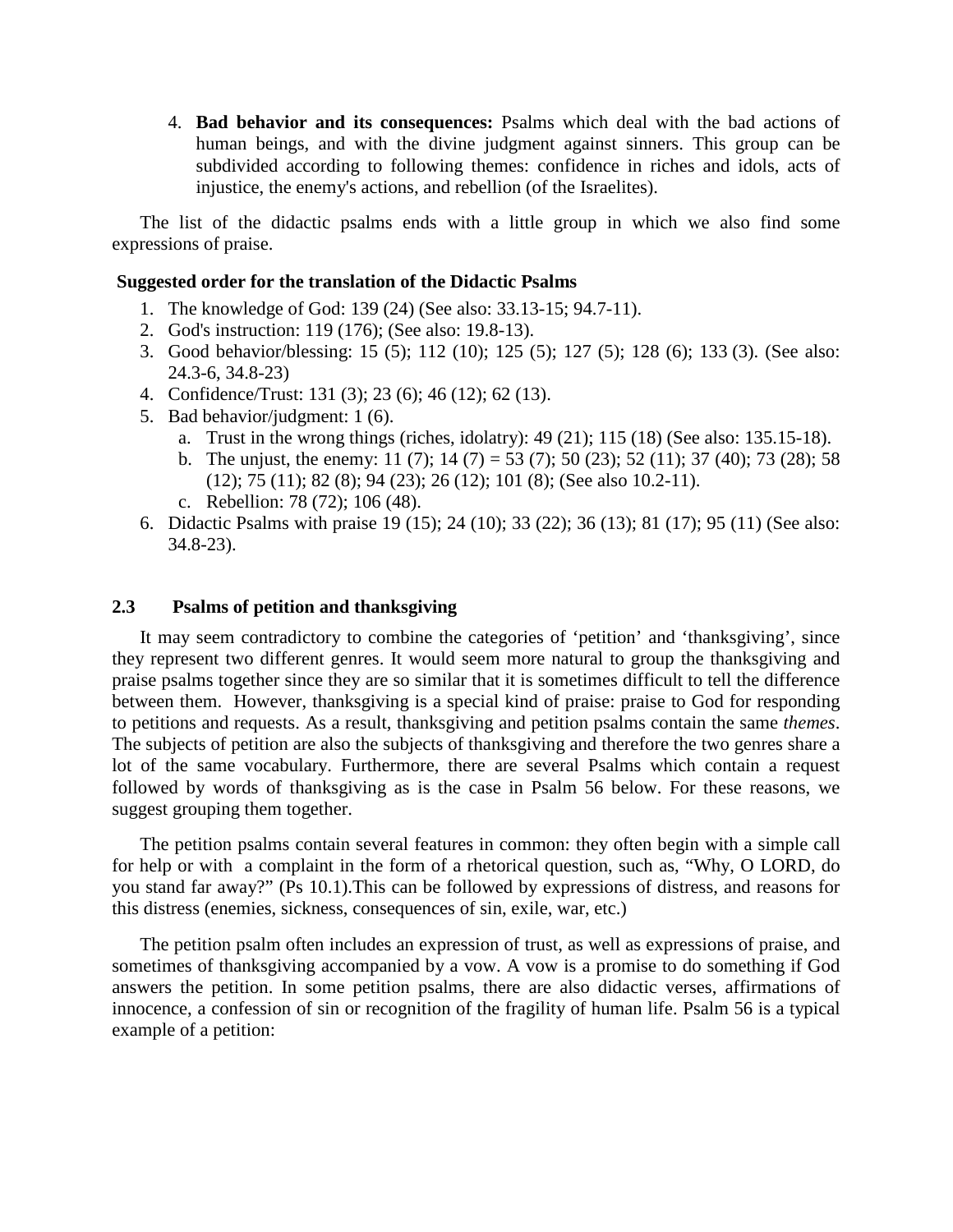4. **Bad behavior and its consequences:** Psalms which deal with the bad actions of human beings, and with the divine judgment against sinners. This group can be subdivided according to following themes: confidence in riches and idols, acts of injustice, the enemy's actions, and rebellion (of the Israelites).

The list of the didactic psalms ends with a little group in which we also find some expressions of praise.

**Suggested order for the translation of the Didactic Psalms**

1. The knowledge of God: 139 (24) (See also: 33.13-15; 94.7-11).
2. God's instruction: 119 (176); (See also: 19.8-13).
3. Good behavior/blessing: 15 (5); 112 (10); 125 (5); 127 (5); 128 (6); 133 (3). (See also: 24.3-6, 34.8-23)
4. Confidence/Trust: 131 (3); 23 (6); 46 (12); 62 (13).
5. Bad behavior/judgment: 1 (6).
   a. Trust in the wrong things (riches, idolatry): 49 (21); 115 (18) (See also: 135.15-18).
   b. The unjust, the enemy: 11 (7); 14 (7) = 53 (7); 50 (23); 52 (11); 37 (40); 73 (28); 58 (12); 75 (11); 82 (8); 94 (23); 26 (12); 101 (8); (See also 10.2-11).
   c. Rebellion: 78 (72); 106 (48).
6. Didactic Psalms with praise 19 (15); 24 (10); 33 (22); 36 (13); 81 (17); 95 (11) (See also: 34.8-23).

## 2.3 Psalms of petition and thanksgiving

It may seem contradictory to combine the categories of 'petition' and 'thanksgiving', since they represent two different genres. It would seem more natural to group the thanksgiving and praise psalms together since they are so similar that it is sometimes difficult to tell the difference between them. However, thanksgiving is a special kind of praise: praise to God for responding to petitions and requests. As a result, thanksgiving and petition psalms contain the same *themes*. The subjects of petition are also the subjects of thanksgiving and therefore the two genres share a lot of the same vocabulary. Furthermore, there are several Psalms which contain a request followed by words of thanksgiving as is the case in Psalm 56 below. For these reasons, we suggest grouping them together.

The petition psalms contain several features in common: they often begin with a simple call for help or with a complaint in the form of a rhetorical question, such as, "Why, O LORD, do you stand far away?" (Ps 10.1).This can be followed by expressions of distress, and reasons for this distress (enemies, sickness, consequences of sin, exile, war, etc.)

The petition psalm often includes an expression of trust, as well as expressions of praise, and sometimes of thanksgiving accompanied by a vow. A vow is a promise to do something if God answers the petition. In some petition psalms, there are also didactic verses, affirmations of innocence, a confession of sin or recognition of the fragility of human life. Psalm 56 is a typical example of a petition: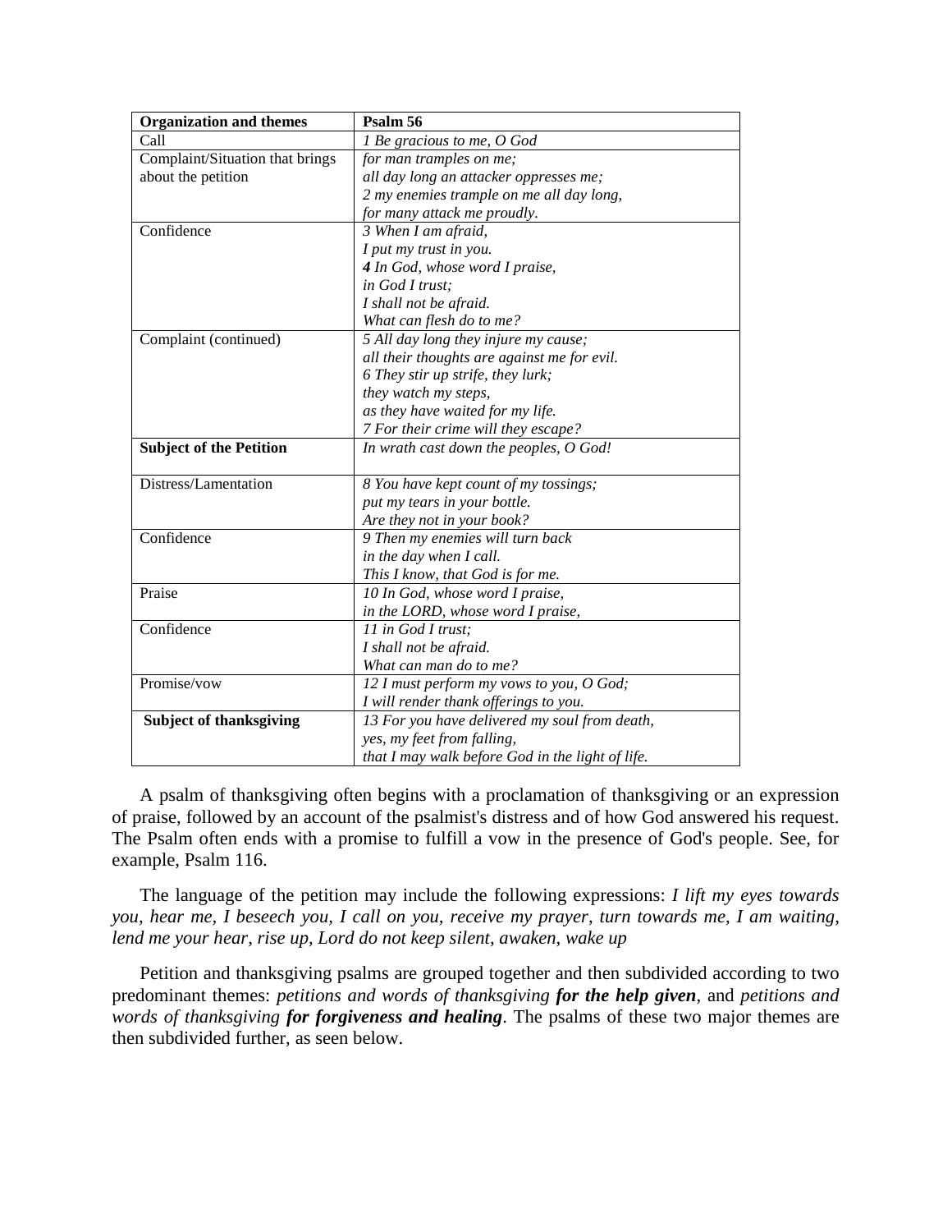| **Organization and themes** | **Psalm 56** |
|---|---|
| Call | *1 Be gracious to me, O God* |
| Complaint/Situation that brings about the petition | *for man tramples on me;*<br>*all day long an attacker oppresses me;*<br>*2 my enemies trample on me all day long,*<br>*for many attack me proudly.* |
| Confidence | *3 When I am afraid,*<br>*I put my trust in you.*<br>***4** In God, whose word I praise,*<br>*in God I trust;*<br>*I shall not be afraid.*<br>*What can flesh do to me?* |
| Complaint (continued) | *5 All day long they injure my cause;*<br>*all their thoughts are against me for evil.*<br>*6 They stir up strife, they lurk;*<br>*they watch my steps,*<br>*as they have waited for my life.*<br>*7 For their crime will they escape?* |
| **Subject of the Petition** | *In wrath cast down the peoples, O God!* |
| Distress/Lamentation | *8 You have kept count of my tossings;*<br>*put my tears in your bottle.*<br>*Are they not in your book?* |
| Confidence | *9 Then my enemies will turn back*<br>*in the day when I call.*<br>*This I know, that God is for me.* |
| Praise | *10 In God, whose word I praise,*<br>*in the LORD, whose word I praise,* |
| Confidence | *11 in God I trust;*<br>*I shall not be afraid.*<br>*What can man do to me?* |
| Promise/vow | *12 I must perform my vows to you, O God;*<br>*I will render thank offerings to you.* |
| **Subject of thanksgiving** | *13 For you have delivered my soul from death,*<br>*yes, my feet from falling,*<br>*that I may walk before God in the light of life.* |

A psalm of thanksgiving often begins with a proclamation of thanksgiving or an expression of praise, followed by an account of the psalmist's distress and of how God answered his request. The Psalm often ends with a promise to fulfill a vow in the presence of God's people. See, for example, Psalm 116.

The language of the petition may include the following expressions: *I lift my eyes towards you, hear me, I beseech you, I call on you, receive my prayer, turn towards me, I am waiting, lend me your hear, rise up, Lord do not keep silent, awaken, wake up*

Petition and thanksgiving psalms are grouped together and then subdivided according to two predominant themes: *petitions and words of thanksgiving* ***for the help given***, and *petitions and words of thanksgiving* ***for forgiveness and healing***. The psalms of these two major themes are then subdivided further, as seen below.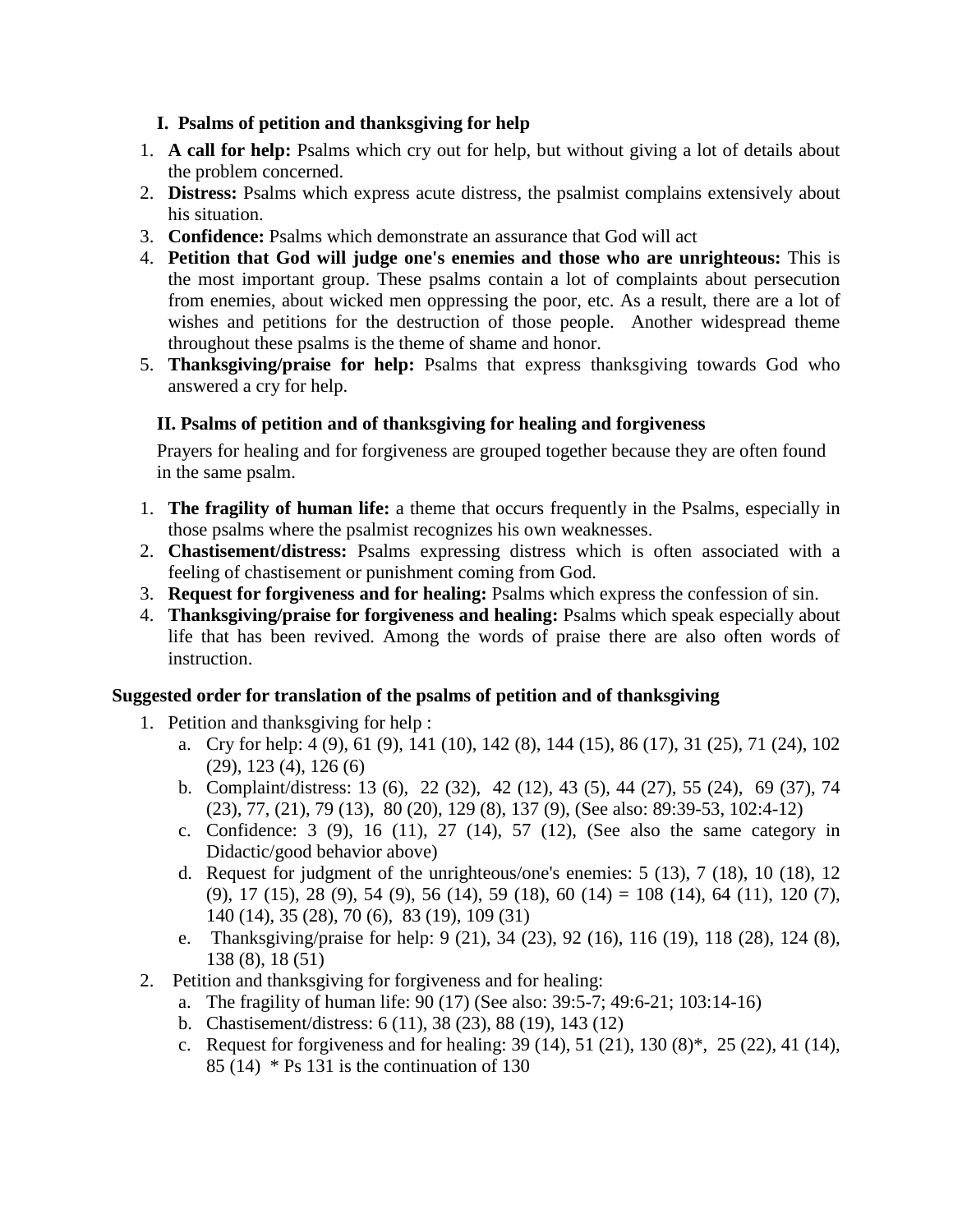### I. Psalms of petition and thanksgiving for help

1. **A call for help:** Psalms which cry out for help, but without giving a lot of details about the problem concerned.
2. **Distress:** Psalms which express acute distress, the psalmist complains extensively about his situation.
3. **Confidence:** Psalms which demonstrate an assurance that God will act
4. **Petition that God will judge one's enemies and those who are unrighteous:** This is the most important group. These psalms contain a lot of complaints about persecution from enemies, about wicked men oppressing the poor, etc. As a result, there are a lot of wishes and petitions for the destruction of those people. Another widespread theme throughout these psalms is the theme of shame and honor.
5. **Thanksgiving/praise for help:** Psalms that express thanksgiving towards God who answered a cry for help.

### II. Psalms of petition and of thanksgiving for healing and forgiveness

Prayers for healing and for forgiveness are grouped together because they are often found in the same psalm.

1. **The fragility of human life:** a theme that occurs frequently in the Psalms, especially in those psalms where the psalmist recognizes his own weaknesses.
2. **Chastisement/distress:** Psalms expressing distress which is often associated with a feeling of chastisement or punishment coming from God.
3. **Request for forgiveness and for healing:** Psalms which express the confession of sin.
4. **Thanksgiving/praise for forgiveness and healing:** Psalms which speak especially about life that has been revived. Among the words of praise there are also often words of instruction.

**Suggested order for translation of the psalms of petition and of thanksgiving**

1. Petition and thanksgiving for help :
   a. Cry for help: 4 (9), 61 (9), 141 (10), 142 (8), 144 (15), 86 (17), 31 (25), 71 (24), 102 (29), 123 (4), 126 (6)
   b. Complaint/distress: 13 (6), 22 (32), 42 (12), 43 (5), 44 (27), 55 (24), 69 (37), 74 (23), 77, (21), 79 (13), 80 (20), 129 (8), 137 (9), (See also: 89:39-53, 102:4-12)
   c. Confidence: 3 (9), 16 (11), 27 (14), 57 (12), (See also the same category in Didactic/good behavior above)
   d. Request for judgment of the unrighteous/one's enemies: 5 (13), 7 (18), 10 (18), 12 (9), 17 (15), 28 (9), 54 (9), 56 (14), 59 (18), 60 (14) = 108 (14), 64 (11), 120 (7), 140 (14), 35 (28), 70 (6), 83 (19), 109 (31)
   e. Thanksgiving/praise for help: 9 (21), 34 (23), 92 (16), 116 (19), 118 (28), 124 (8), 138 (8), 18 (51)
2. Petition and thanksgiving for forgiveness and for healing:
   a. The fragility of human life: 90 (17) (See also: 39:5-7; 49:6-21; 103:14-16)
   b. Chastisement/distress: 6 (11), 38 (23), 88 (19), 143 (12)
   c. Request for forgiveness and for healing: 39 (14), 51 (21), 130 (8)*, 25 (22), 41 (14), 85 (14) * Ps 131 is the continuation of 130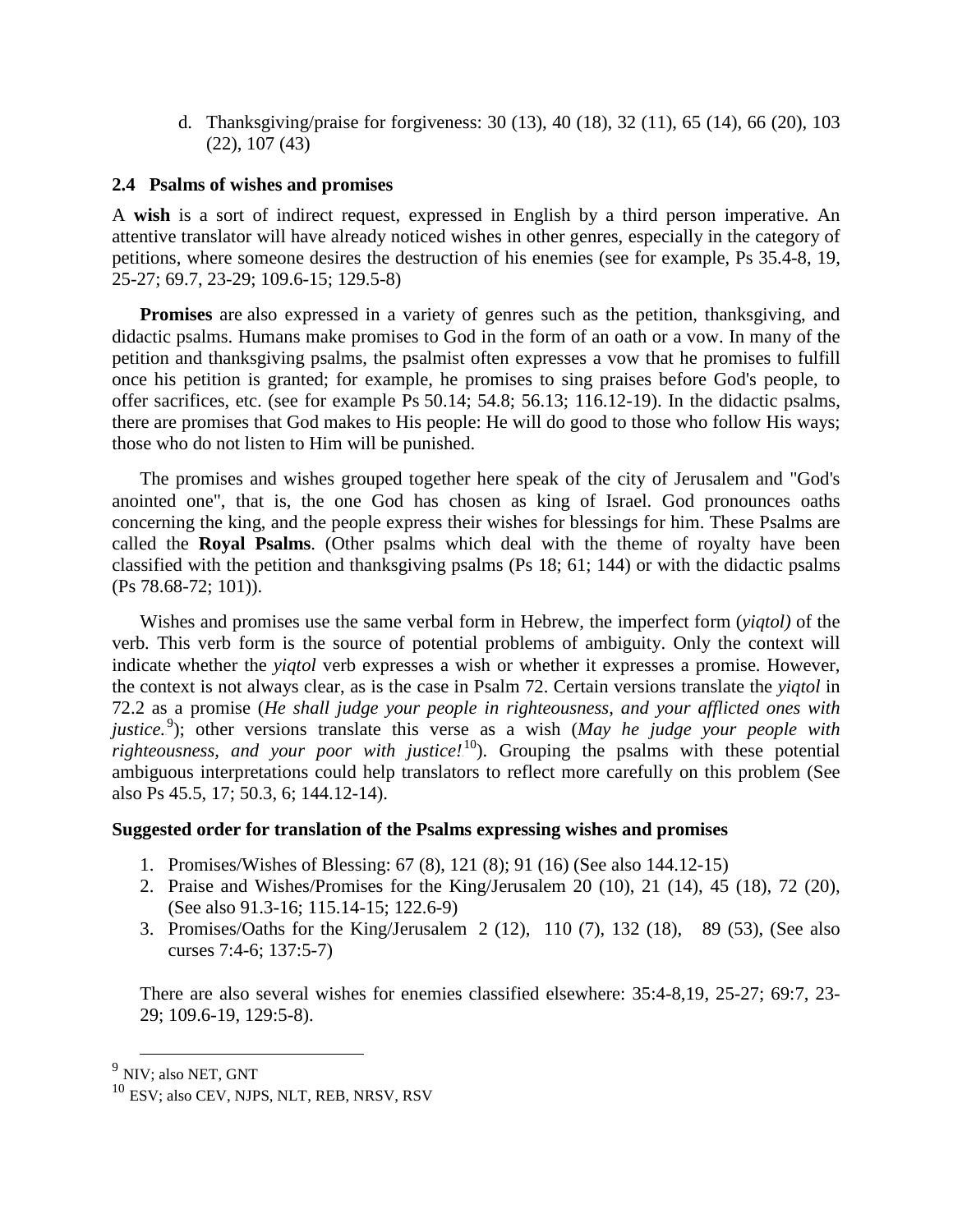d. Thanksgiving/praise for forgiveness: 30 (13), 40 (18), 32 (11), 65 (14), 66 (20), 103 (22), 107 (43)

### 2.4 Psalms of wishes and promises

A **wish** is a sort of indirect request, expressed in English by a third person imperative. An attentive translator will have already noticed wishes in other genres, especially in the category of petitions, where someone desires the destruction of his enemies (see for example, Ps 35.4-8, 19, 25-27; 69.7, 23-29; 109.6-15; 129.5-8)

**Promises** are also expressed in a variety of genres such as the petition, thanksgiving, and didactic psalms. Humans make promises to God in the form of an oath or a vow. In many of the petition and thanksgiving psalms, the psalmist often expresses a vow that he promises to fulfill once his petition is granted; for example, he promises to sing praises before God's people, to offer sacrifices, etc. (see for example Ps 50.14; 54.8; 56.13; 116.12-19). In the didactic psalms, there are promises that God makes to His people: He will do good to those who follow His ways; those who do not listen to Him will be punished.

The promises and wishes grouped together here speak of the city of Jerusalem and "God's anointed one", that is, the one God has chosen as king of Israel. God pronounces oaths concerning the king, and the people express their wishes for blessings for him. These Psalms are called the **Royal Psalms**. (Other psalms which deal with the theme of royalty have been classified with the petition and thanksgiving psalms (Ps 18; 61; 144) or with the didactic psalms (Ps 78.68-72; 101)).

Wishes and promises use the same verbal form in Hebrew, the imperfect form (*yiqtol)* of the verb. This verb form is the source of potential problems of ambiguity. Only the context will indicate whether the *yiqtol* verb expresses a wish or whether it expresses a promise. However, the context is not always clear, as is the case in Psalm 72. Certain versions translate the *yiqtol* in 72.2 as a promise (*He shall judge your people in righteousness, and your afflicted ones with justice.*[9]); other versions translate this verse as a wish (*May he judge your people with righteousness, and your poor with justice!*[10]). Grouping the psalms with these potential ambiguous interpretations could help translators to reflect more carefully on this problem (See also Ps 45.5, 17; 50.3, 6; 144.12-14).

**Suggested order for translation of the Psalms expressing wishes and promises**

1. Promises/Wishes of Blessing: 67 (8), 121 (8); 91 (16) (See also 144.12-15)
2. Praise and Wishes/Promises for the King/Jerusalem 20 (10), 21 (14), 45 (18), 72 (20), (See also 91.3-16; 115.14-15; 122.6-9)
3. Promises/Oaths for the King/Jerusalem 2 (12), 110 (7), 132 (18), 89 (53), (See also curses 7:4-6; 137:5-7)

There are also several wishes for enemies classified elsewhere: 35:4-8,19, 25-27; 69:7, 23-29; 109.6-19, 129:5-8).

---

[9] NIV; also NET, GNT

[10] ESV; also CEV, NJPS, NLT, REB, NRSV, RSV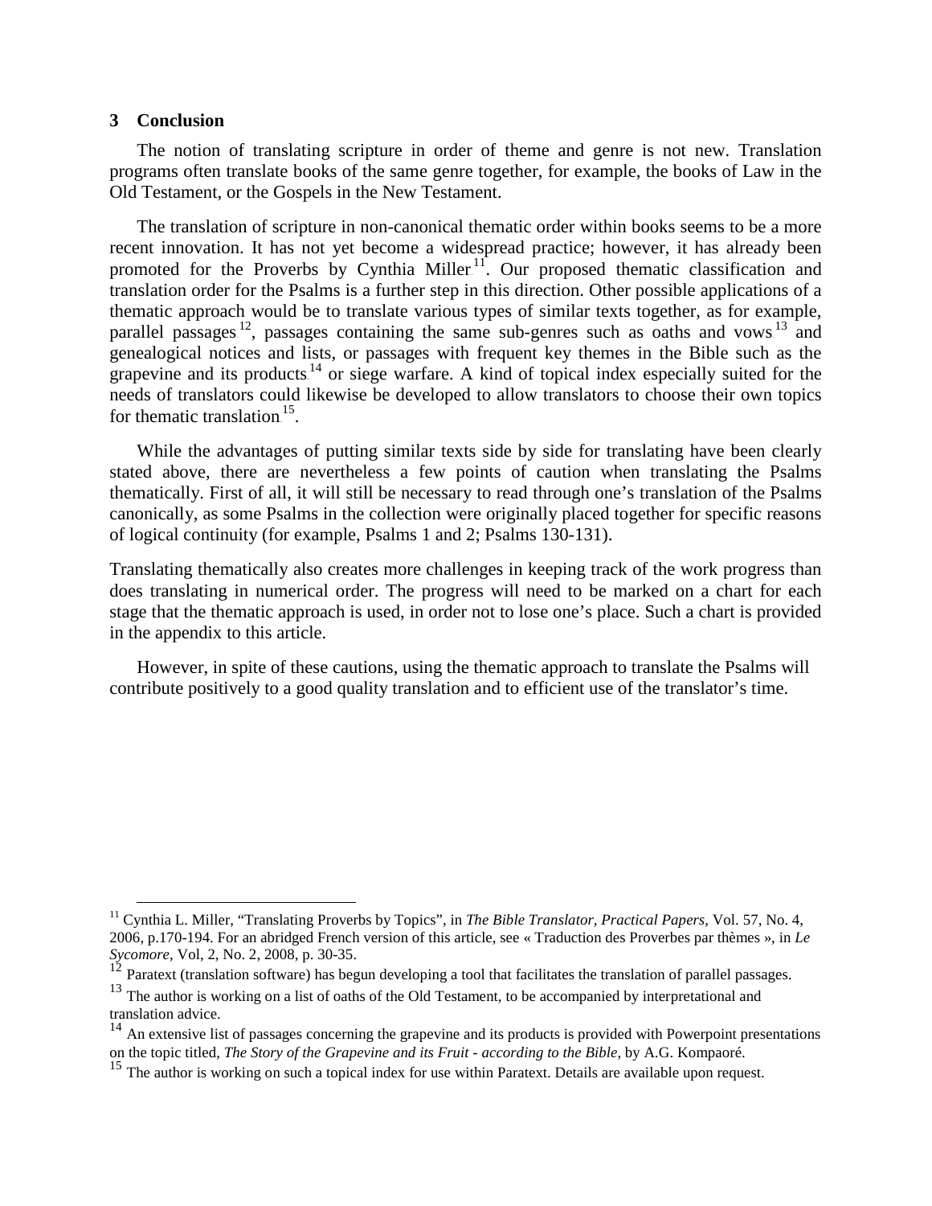## 3 Conclusion

The notion of translating scripture in order of theme and genre is not new. Translation programs often translate books of the same genre together, for example, the books of Law in the Old Testament, or the Gospels in the New Testament.

The translation of scripture in non-canonical thematic order within books seems to be a more recent innovation. It has not yet become a widespread practice; however, it has already been promoted for the Proverbs by Cynthia Miller[11]. Our proposed thematic classification and translation order for the Psalms is a further step in this direction. Other possible applications of a thematic approach would be to translate various types of similar texts together, as for example, parallel passages[12], passages containing the same sub-genres such as oaths and vows[13] and genealogical notices and lists, or passages with frequent key themes in the Bible such as the grapevine and its products[14] or siege warfare. A kind of topical index especially suited for the needs of translators could likewise be developed to allow translators to choose their own topics for thematic translation[15].

While the advantages of putting similar texts side by side for translating have been clearly stated above, there are nevertheless a few points of caution when translating the Psalms thematically. First of all, it will still be necessary to read through one's translation of the Psalms canonically, as some Psalms in the collection were originally placed together for specific reasons of logical continuity (for example, Psalms 1 and 2; Psalms 130-131).

Translating thematically also creates more challenges in keeping track of the work progress than does translating in numerical order. The progress will need to be marked on a chart for each stage that the thematic approach is used, in order not to lose one's place. Such a chart is provided in the appendix to this article.

However, in spite of these cautions, using the thematic approach to translate the Psalms will contribute positively to a good quality translation and to efficient use of the translator's time.

---

[11] Cynthia L. Miller, "Translating Proverbs by Topics", in *The Bible Translator, Practical Papers,* Vol. 57, No. 4, 2006, p.170-194. For an abridged French version of this article, see « Traduction des Proverbes par thèmes », in *Le Sycomore*, Vol, 2, No. 2, 2008, p. 30-35.

[12] Paratext (translation software) has begun developing a tool that facilitates the translation of parallel passages.

[13] The author is working on a list of oaths of the Old Testament, to be accompanied by interpretational and translation advice.

[14] An extensive list of passages concerning the grapevine and its products is provided with Powerpoint presentations on the topic titled, *The Story of the Grapevine and its Fruit - according to the Bible*, by A.G. Kompaoré.

[15] The author is working on such a topical index for use within Paratext. Details are available upon request.